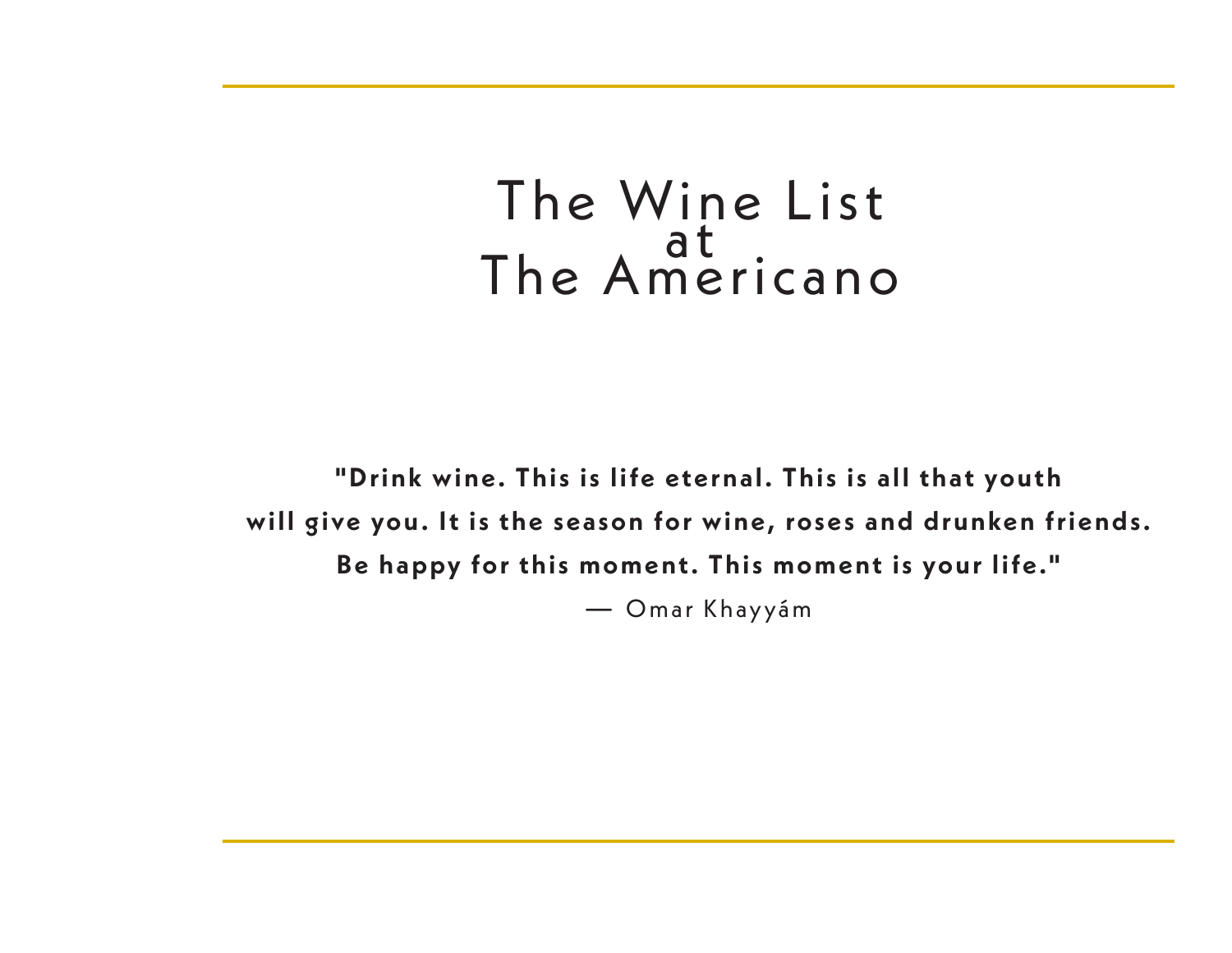# The Wine List at The Americano

**"Drink wine. This is life eternal. This is all that youth will give you. It is the season for wine, roses and drunken friends. Be happy for this moment. This moment is your life."**

— Omar Khayyám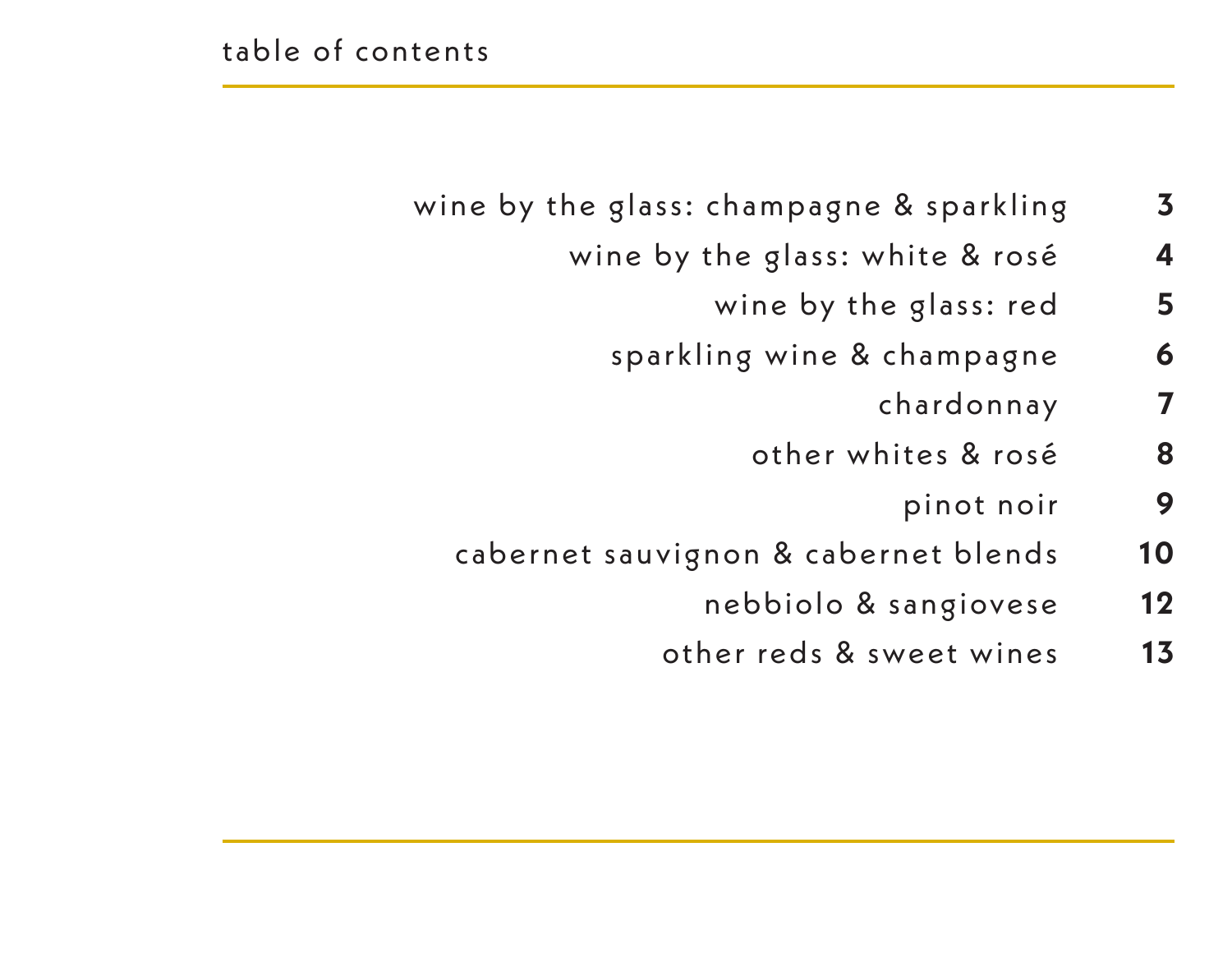# table of contents

| | |
|---|---|
| wine by the glass: champagne & sparkling | **3** |
| wine by the glass: white & rosé | **4** |
| wine by the glass: red | **5** |
| sparkling wine & champagne | **6** |
| chardonnay | **7** |
| other whites & rosé | **8** |
| pinot noir | **9** |
| cabernet sauvignon & cabernet blends | **10** |
| nebbiolo & sangiovese | **12** |
| other reds & sweet wines | **13** |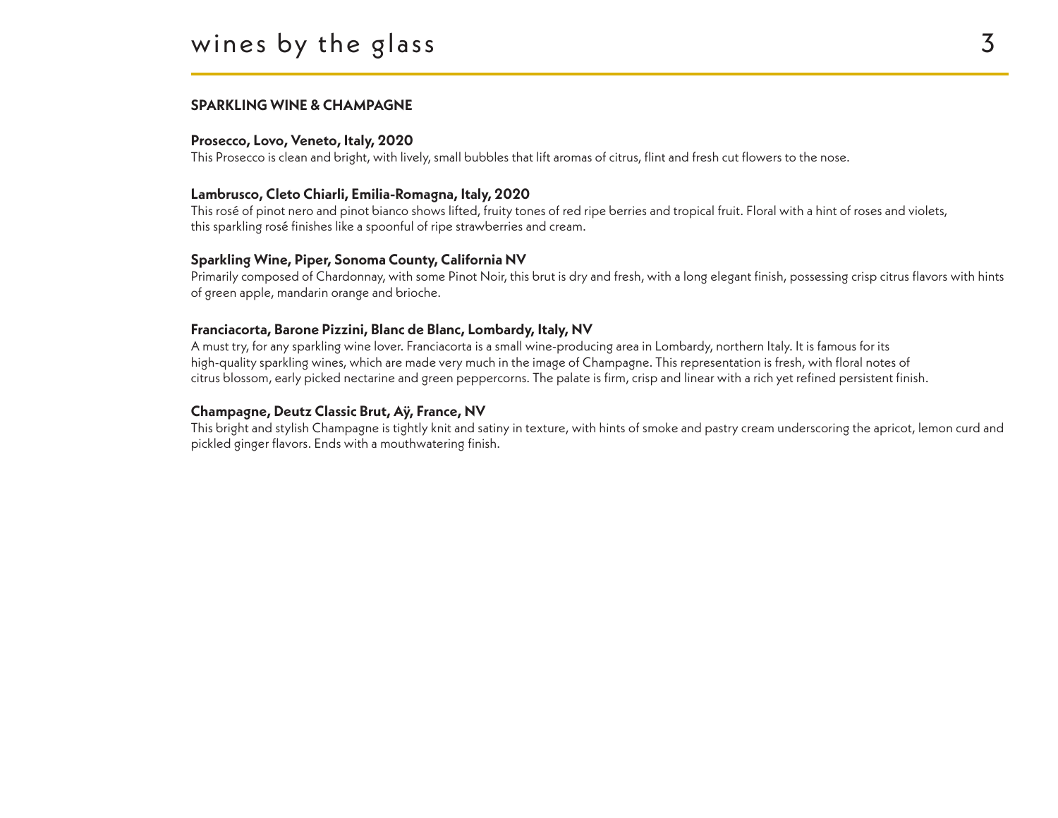# wines by the glass

## SPARKLING WINE & CHAMPAGNE

**Prosecco, Lovo, Veneto, Italy, 2020**
This Prosecco is clean and bright, with lively, small bubbles that lift aromas of citrus, flint and fresh cut flowers to the nose.

**Lambrusco, Cleto Chiarli, Emilia-Romagna, Italy, 2020**
This rosé of pinot nero and pinot bianco shows lifted, fruity tones of red ripe berries and tropical fruit. Floral with a hint of roses and violets, this sparkling rosé finishes like a spoonful of ripe strawberries and cream.

**Sparkling Wine, Piper, Sonoma County, California NV**
Primarily composed of Chardonnay, with some Pinot Noir, this brut is dry and fresh, with a long elegant finish, possessing crisp citrus flavors with hints of green apple, mandarin orange and brioche.

**Franciacorta, Barone Pizzini, Blanc de Blanc, Lombardy, Italy, NV**
A must try, for any sparkling wine lover. Franciacorta is a small wine-producing area in Lombardy, northern Italy. It is famous for its high-quality sparkling wines, which are made very much in the image of Champagne. This representation is fresh, with floral notes of citrus blossom, early picked nectarine and green peppercorns. The palate is firm, crisp and linear with a rich yet refined persistent finish.

**Champagne, Deutz Classic Brut, Aÿ, France, NV**
This bright and stylish Champagne is tightly knit and satiny in texture, with hints of smoke and pastry cream underscoring the apricot, lemon curd and pickled ginger flavors. Ends with a mouthwatering finish.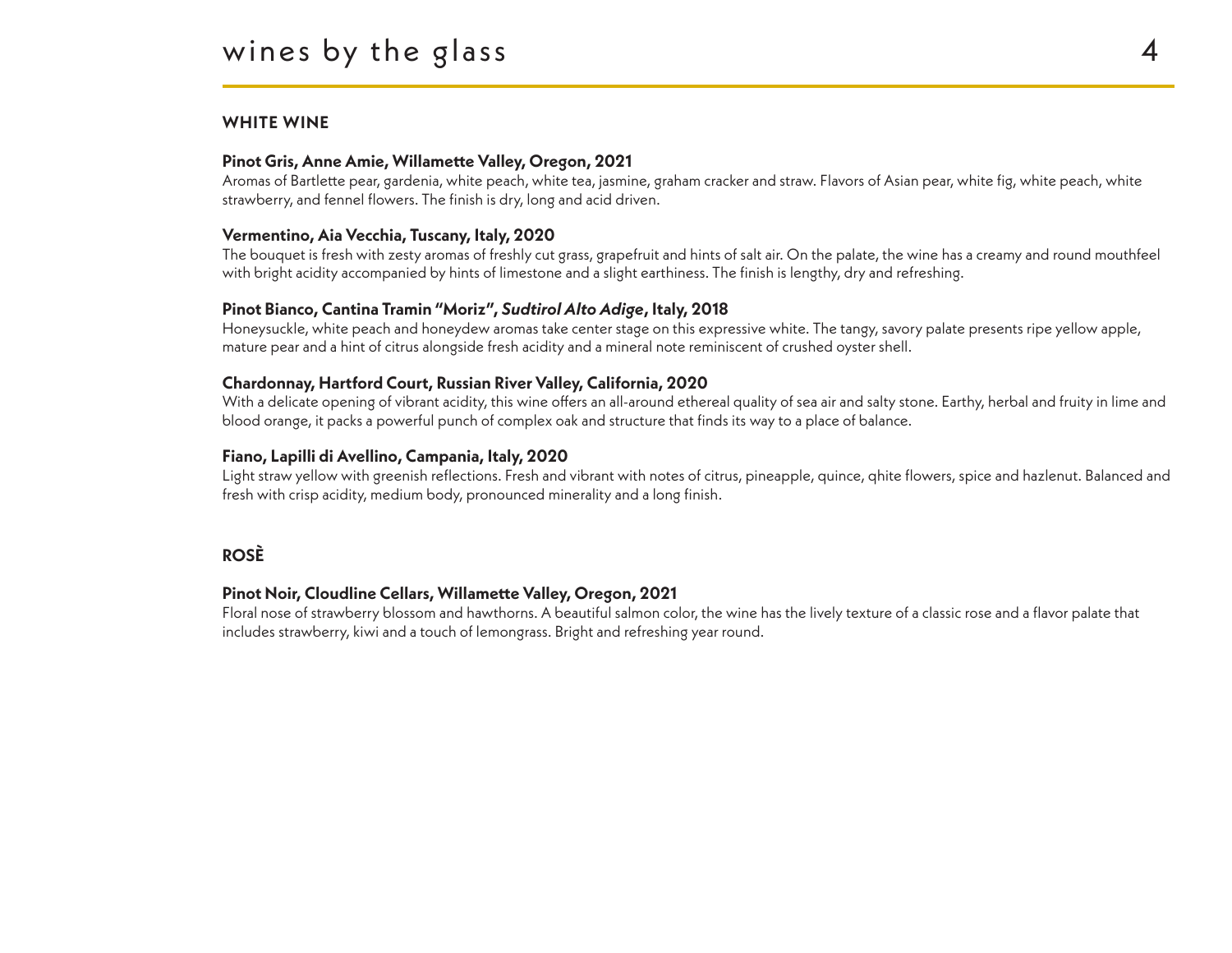# wines by the glass

## WHITE WINE

**Pinot Gris, Anne Amie, Willamette Valley, Oregon, 2021**
Aromas of Bartlette pear, gardenia, white peach, white tea, jasmine, graham cracker and straw. Flavors of Asian pear, white fig, white peach, white strawberry, and fennel flowers. The finish is dry, long and acid driven.

**Vermentino, Aia Vecchia, Tuscany, Italy, 2020**
The bouquet is fresh with zesty aromas of freshly cut grass, grapefruit and hints of salt air. On the palate, the wine has a creamy and round mouthfeel with bright acidity accompanied by hints of limestone and a slight earthiness. The finish is lengthy, dry and refreshing.

**Pinot Bianco, Cantina Tramin "Moriz", *Sudtirol Alto Adige*, Italy, 2018**
Honeysuckle, white peach and honeydew aromas take center stage on this expressive white. The tangy, savory palate presents ripe yellow apple, mature pear and a hint of citrus alongside fresh acidity and a mineral note reminiscent of crushed oyster shell.

**Chardonnay, Hartford Court, Russian River Valley, California, 2020**
With a delicate opening of vibrant acidity, this wine offers an all-around ethereal quality of sea air and salty stone. Earthy, herbal and fruity in lime and blood orange, it packs a powerful punch of complex oak and structure that finds its way to a place of balance.

**Fiano, Lapilli di Avellino, Campania, Italy, 2020**
Light straw yellow with greenish reflections. Fresh and vibrant with notes of citrus, pineapple, quince, qhite flowers, spice and hazlenut. Balanced and fresh with crisp acidity, medium body, pronounced minerality and a long finish.

## ROSÈ

**Pinot Noir, Cloudline Cellars, Willamette Valley, Oregon, 2021**
Floral nose of strawberry blossom and hawthorns. A beautiful salmon color, the wine has the lively texture of a classic rose and a flavor palate that includes strawberry, kiwi and a touch of lemongrass. Bright and refreshing year round.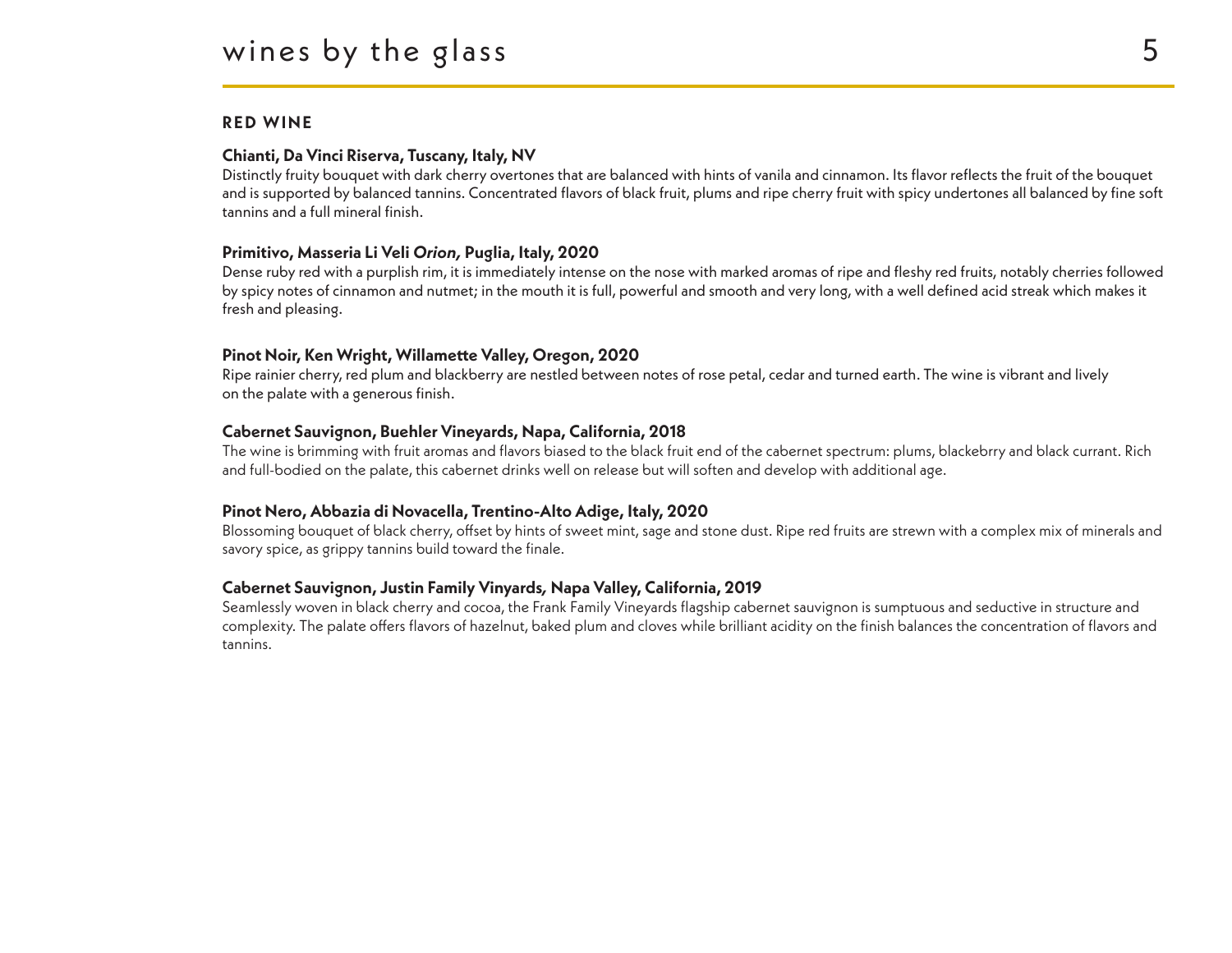# wines by the glass

## RED WINE

**Chianti, Da Vinci Riserva, Tuscany, Italy, NV**
Distinctly fruity bouquet with dark cherry overtones that are balanced with hints of vanila and cinnamon. Its flavor reflects the fruit of the bouquet and is supported by balanced tannins. Concentrated flavors of black fruit, plums and ripe cherry fruit with spicy undertones all balanced by fine soft tannins and a full mineral finish.

**Primitivo, Masseria Li Veli *Orion,* Puglia, Italy, 2020**
Dense ruby red with a purplish rim, it is immediately intense on the nose with marked aromas of ripe and fleshy red fruits, notably cherries followed by spicy notes of cinnamon and nutmet; in the mouth it is full, powerful and smooth and very long, with a well defined acid streak which makes it fresh and pleasing.

**Pinot Noir, Ken Wright, Willamette Valley, Oregon, 2020**
Ripe rainier cherry, red plum and blackberry are nestled between notes of rose petal, cedar and turned earth. The wine is vibrant and lively on the palate with a generous finish.

**Cabernet Sauvignon, Buehler Vineyards, Napa, California, 2018**
The wine is brimming with fruit aromas and flavors biased to the black fruit end of the cabernet spectrum: plums, blackebrry and black currant. Rich and full-bodied on the palate, this cabernet drinks well on release but will soften and develop with additional age.

**Pinot Nero, Abbazia di Novacella, Trentino-Alto Adige, Italy, 2020**
Blossoming bouquet of black cherry, offset by hints of sweet mint, sage and stone dust. Ripe red fruits are strewn with a complex mix of minerals and savory spice, as grippy tannins build toward the finale.

**Cabernet Sauvignon, Justin Family Vinyards, Napa Valley, California, 2019**
Seamlessly woven in black cherry and cocoa, the Frank Family Vineyards flagship cabernet sauvignon is sumptuous and seductive in structure and complexity. The palate offers flavors of hazelnut, baked plum and cloves while brilliant acidity on the finish balances the concentration of flavors and tannins.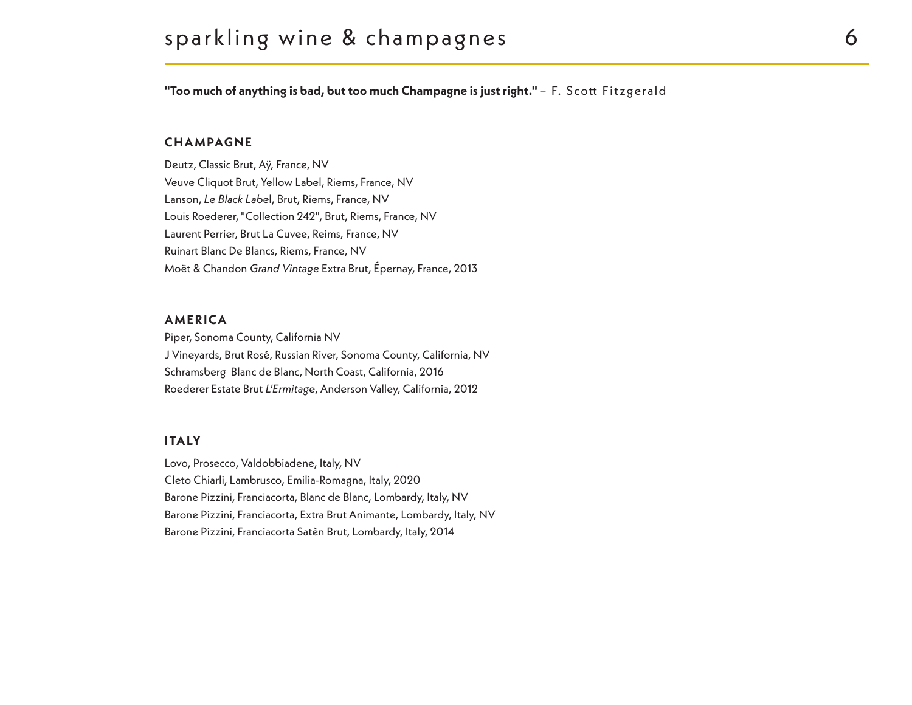# sparkling wine & champagnes

**"Too much of anything is bad, but too much Champagne is just right."** – F. Scott Fitzgerald

## CHAMPAGNE

Deutz, Classic Brut, Aÿ, France, NV
Veuve Cliquot Brut, Yellow Label, Riems, France, NV
Lanson, *Le Black Lab*el, Brut, Riems, France, NV
Louis Roederer, "Collection 242", Brut, Riems, France, NV
Laurent Perrier, Brut La Cuvee, Reims, France, NV
Ruinart Blanc De Blancs, Riems, France, NV
Moët & Chandon *Grand Vintage* Extra Brut, Épernay, France, 2013

## AMERICA

Piper, Sonoma County, California NV
J Vineyards, Brut Rosé, Russian River, Sonoma County, California, NV
Schramsberg  Blanc de Blanc, North Coast, California, 2016
Roederer Estate Brut *L'Ermitage*, Anderson Valley, California, 2012

## ITALY

Lovo, Prosecco, Valdobbiadene, Italy, NV
Cleto Chiarli, Lambrusco, Emilia-Romagna, Italy, 2020
Barone Pizzini, Franciacorta, Blanc de Blanc, Lombardy, Italy, NV
Barone Pizzini, Franciacorta, Extra Brut Animante, Lombardy, Italy, NV
Barone Pizzini, Franciacorta Satèn Brut, Lombardy, Italy, 2014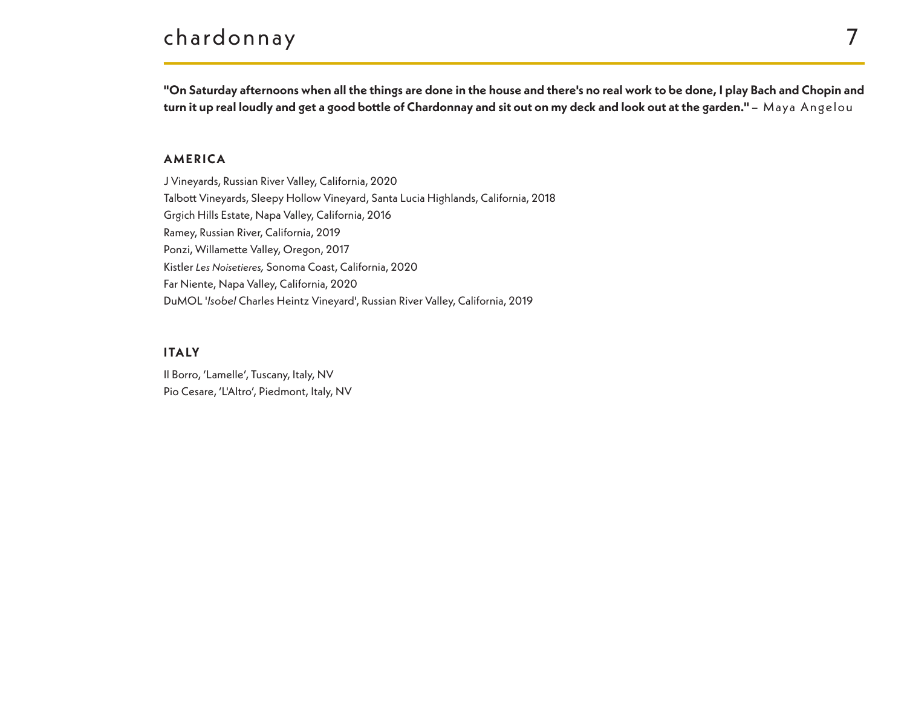# chardonnay

**"On Saturday afternoons when all the things are done in the house and there's no real work to be done, I play Bach and Chopin and turn it up real loudly and get a good bottle of Chardonnay and sit out on my deck and look out at the garden."** – Maya Angelou

## AMERICA

J Vineyards, Russian River Valley, California, 2020
Talbott Vineyards, Sleepy Hollow Vineyard, Santa Lucia Highlands, California, 2018
Grgich Hills Estate, Napa Valley, California, 2016
Ramey, Russian River, California, 2019
Ponzi, Willamette Valley, Oregon, 2017
Kistler *Les Noisetieres,* Sonoma Coast, California, 2020
Far Niente, Napa Valley, California, 2020
DuMOL '*Isobel* Charles Heintz Vineyard', Russian River Valley, California, 2019

## ITALY

Il Borro, 'Lamelle', Tuscany, Italy, NV
Pio Cesare, 'L'Altro', Piedmont, Italy, NV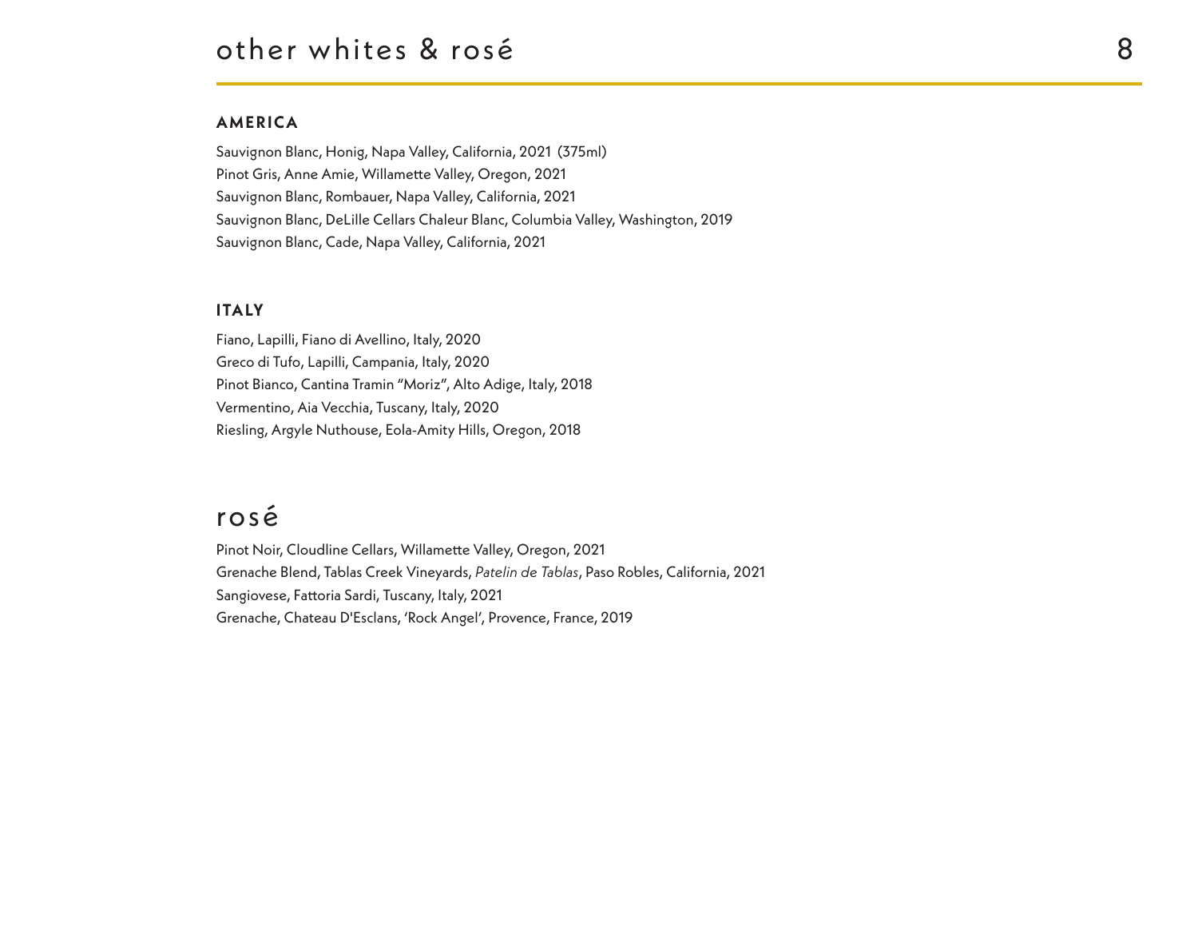# other whites & rosé

8

## AMERICA

Sauvignon Blanc, Honig, Napa Valley, California, 2021 (375ml)
Pinot Gris, Anne Amie, Willamette Valley, Oregon, 2021
Sauvignon Blanc, Rombauer, Napa Valley, California, 2021
Sauvignon Blanc, DeLille Cellars Chaleur Blanc, Columbia Valley, Washington, 2019
Sauvignon Blanc, Cade, Napa Valley, California, 2021

## ITALY

Fiano, Lapilli, Fiano di Avellino, Italy, 2020
Greco di Tufo, Lapilli, Campania, Italy, 2020
Pinot Bianco, Cantina Tramin "Moriz", Alto Adige, Italy, 2018
Vermentino, Aia Vecchia, Tuscany, Italy, 2020
Riesling, Argyle Nuthouse, Eola-Amity Hills, Oregon, 2018

# rosé

Pinot Noir, Cloudline Cellars, Willamette Valley, Oregon, 2021
Grenache Blend, Tablas Creek Vineyards, *Patelin de Tablas*, Paso Robles, California, 2021
Sangiovese, Fattoria Sardi, Tuscany, Italy, 2021
Grenache, Chateau D'Esclans, 'Rock Angel', Provence, France, 2019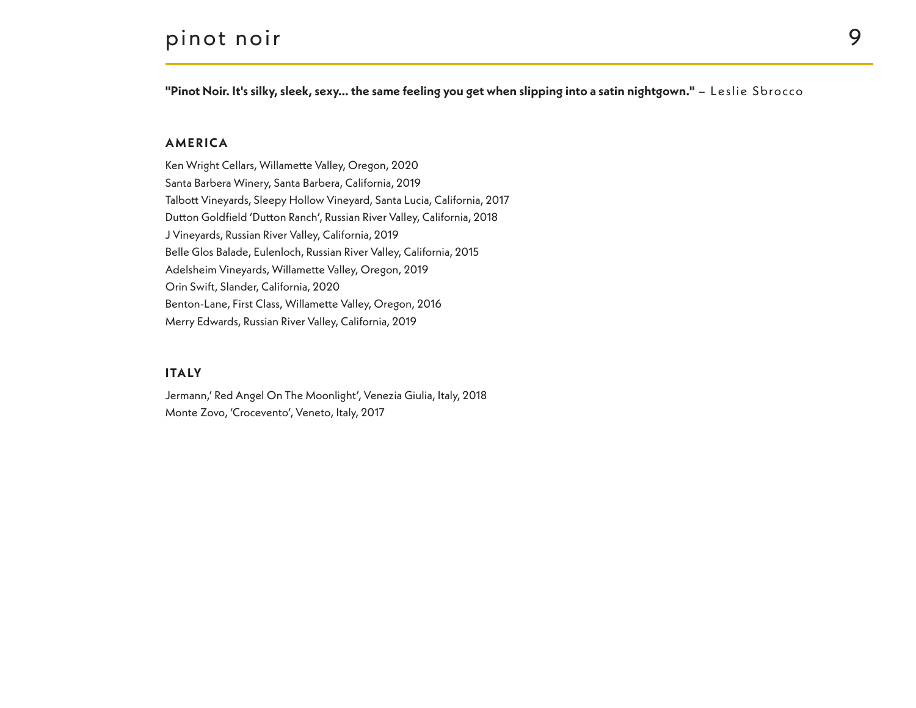# pinot noir

**"Pinot Noir. It's silky, sleek, sexy... the same feeling you get when slipping into a satin nightgown."** – Leslie Sbrocco

## AMERICA

Ken Wright Cellars, Willamette Valley, Oregon, 2020
Santa Barbera Winery, Santa Barbera, California, 2019
Talbott Vineyards, Sleepy Hollow Vineyard, Santa Lucia, California, 2017
Dutton Goldfield 'Dutton Ranch', Russian River Valley, California, 2018
J Vineyards, Russian River Valley, California, 2019
Belle Glos Balade, Eulenloch, Russian River Valley, California, 2015
Adelsheim Vineyards, Willamette Valley, Oregon, 2019
Orin Swift, Slander, California, 2020
Benton-Lane, First Class, Willamette Valley, Oregon, 2016
Merry Edwards, Russian River Valley, California, 2019

## ITALY

Jermann,' Red Angel On The Moonlight', Venezia Giulia, Italy, 2018
Monte Zovo, 'Crocevento', Veneto, Italy, 2017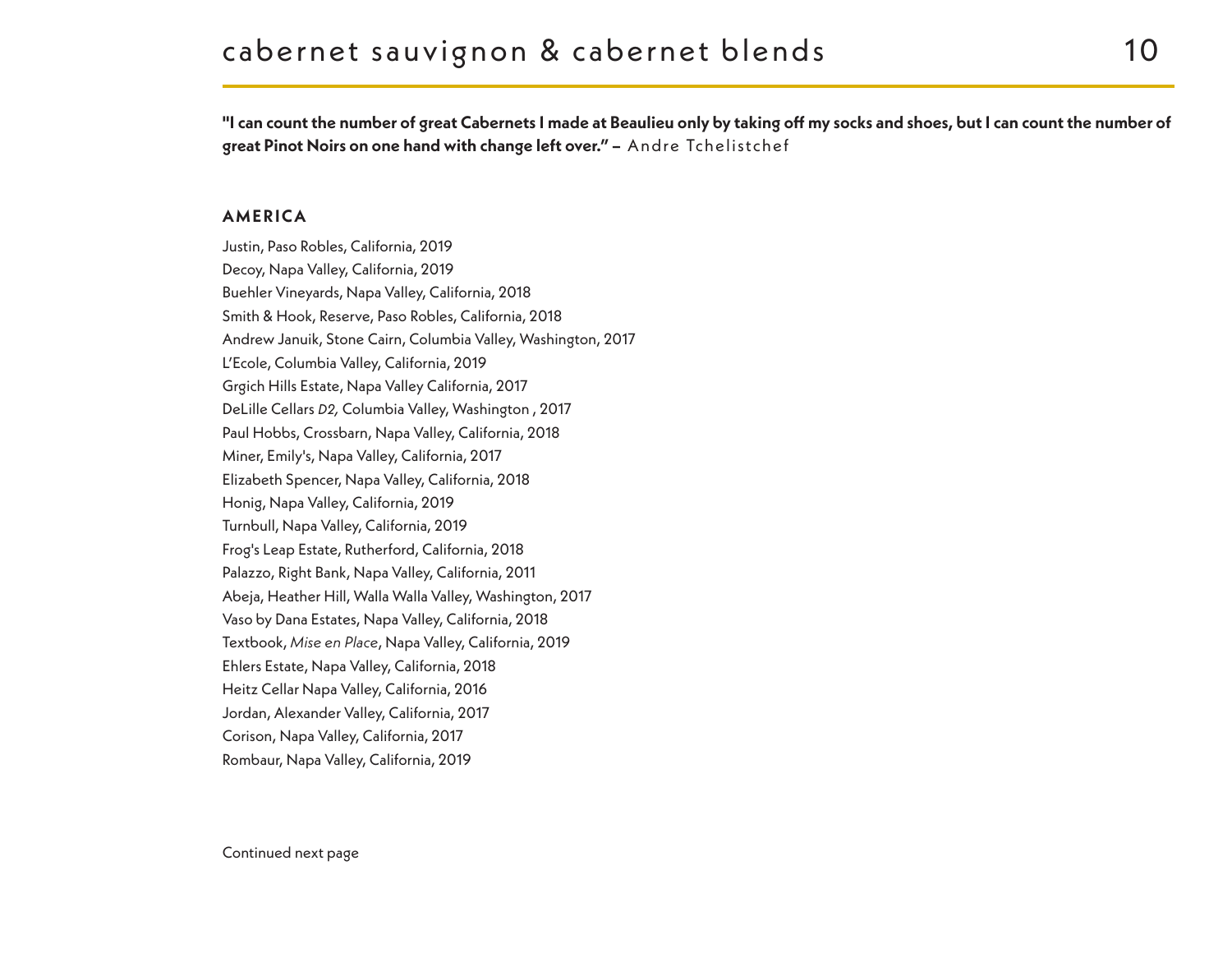# cabernet sauvignon & cabernet blends

**"I can count the number of great Cabernets I made at Beaulieu only by taking off my socks and shoes, but I can count the number of great Pinot Noirs on one hand with change left over." –** Andre Tchelistchef

## AMERICA

Justin, Paso Robles, California, 2019
Decoy, Napa Valley, California, 2019
Buehler Vineyards, Napa Valley, California, 2018
Smith & Hook, Reserve, Paso Robles, California, 2018
Andrew Januik, Stone Cairn, Columbia Valley, Washington, 2017
L'Ecole, Columbia Valley, California, 2019
Grgich Hills Estate, Napa Valley California, 2017
DeLille Cellars *D2,* Columbia Valley, Washington , 2017
Paul Hobbs, Crossbarn, Napa Valley, California, 2018
Miner, Emily's, Napa Valley, California, 2017
Elizabeth Spencer, Napa Valley, California, 2018
Honig, Napa Valley, California, 2019
Turnbull, Napa Valley, California, 2019
Frog's Leap Estate, Rutherford, California, 2018
Palazzo, Right Bank, Napa Valley, California, 2011
Abeja, Heather Hill, Walla Walla Valley, Washington, 2017
Vaso by Dana Estates, Napa Valley, California, 2018
Textbook, *Mise en Place*, Napa Valley, California, 2019
Ehlers Estate, Napa Valley, California, 2018
Heitz Cellar Napa Valley, California, 2016
Jordan, Alexander Valley, California, 2017
Corison, Napa Valley, California, 2017
Rombaur, Napa Valley, California, 2019

Continued next page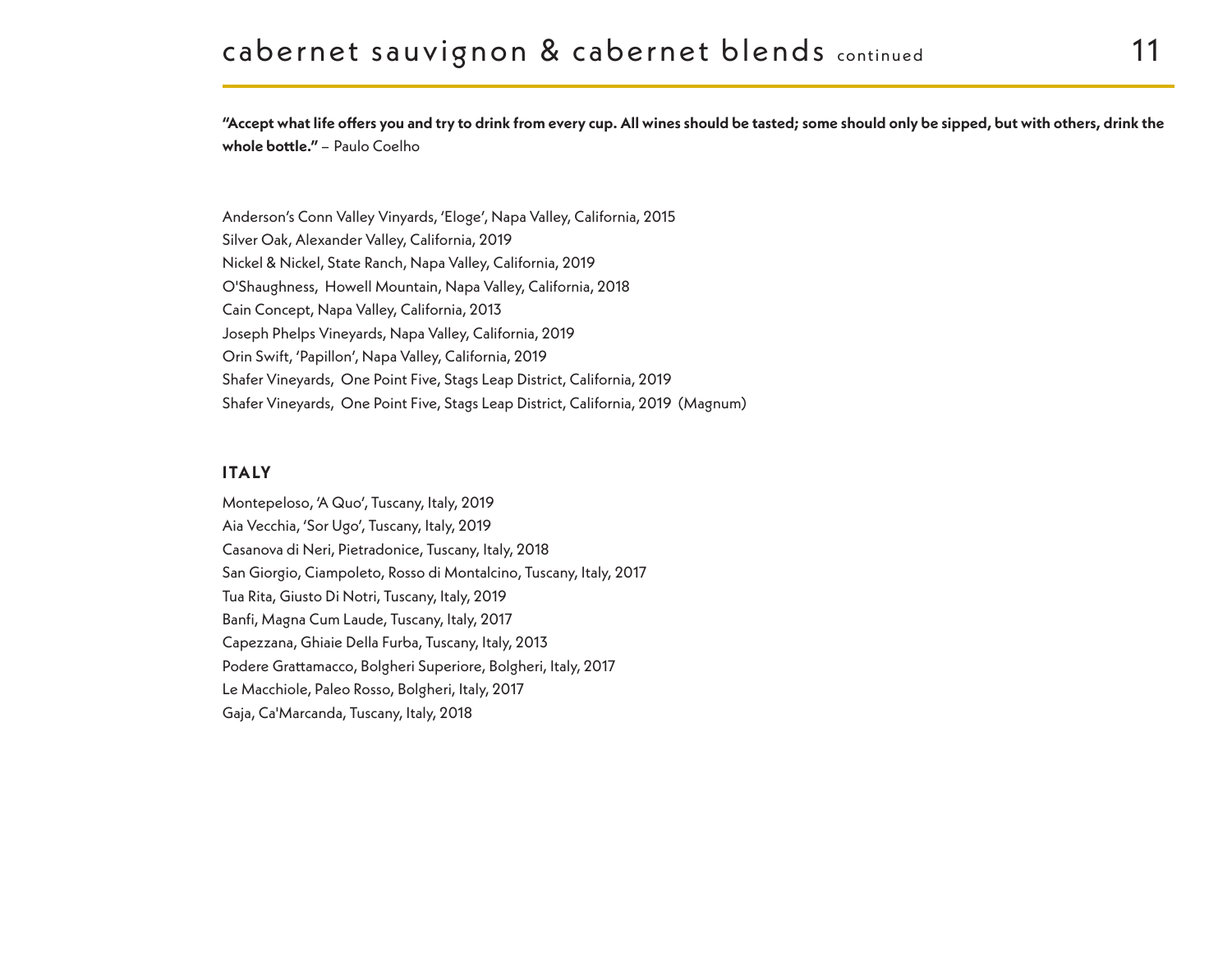# cabernet sauvignon & cabernet blends continued

**"Accept what life offers you and try to drink from every cup. All wines should be tasted; some should only be sipped, but with others, drink the whole bottle."** – Paulo Coelho

Anderson's Conn Valley Vinyards, 'Eloge', Napa Valley, California, 2015
Silver Oak, Alexander Valley, California, 2019
Nickel & Nickel, State Ranch, Napa Valley, California, 2019
O'Shaughness, Howell Mountain, Napa Valley, California, 2018
Cain Concept, Napa Valley, California, 2013
Joseph Phelps Vineyards, Napa Valley, California, 2019
Orin Swift, 'Papillon', Napa Valley, California, 2019
Shafer Vineyards, One Point Five, Stags Leap District, California, 2019
Shafer Vineyards, One Point Five, Stags Leap District, California, 2019 (Magnum)

## ITALY

Montepeloso, 'A Quo', Tuscany, Italy, 2019
Aia Vecchia, 'Sor Ugo', Tuscany, Italy, 2019
Casanova di Neri, Pietradonice, Tuscany, Italy, 2018
San Giorgio, Ciampoleto, Rosso di Montalcino, Tuscany, Italy, 2017
Tua Rita, Giusto Di Notri, Tuscany, Italy, 2019
Banfi, Magna Cum Laude, Tuscany, Italy, 2017
Capezzana, Ghiaie Della Furba, Tuscany, Italy, 2013
Podere Grattamacco, Bolgheri Superiore, Bolgheri, Italy, 2017
Le Macchiole, Paleo Rosso, Bolgheri, Italy, 2017
Gaja, Ca'Marcanda, Tuscany, Italy, 2018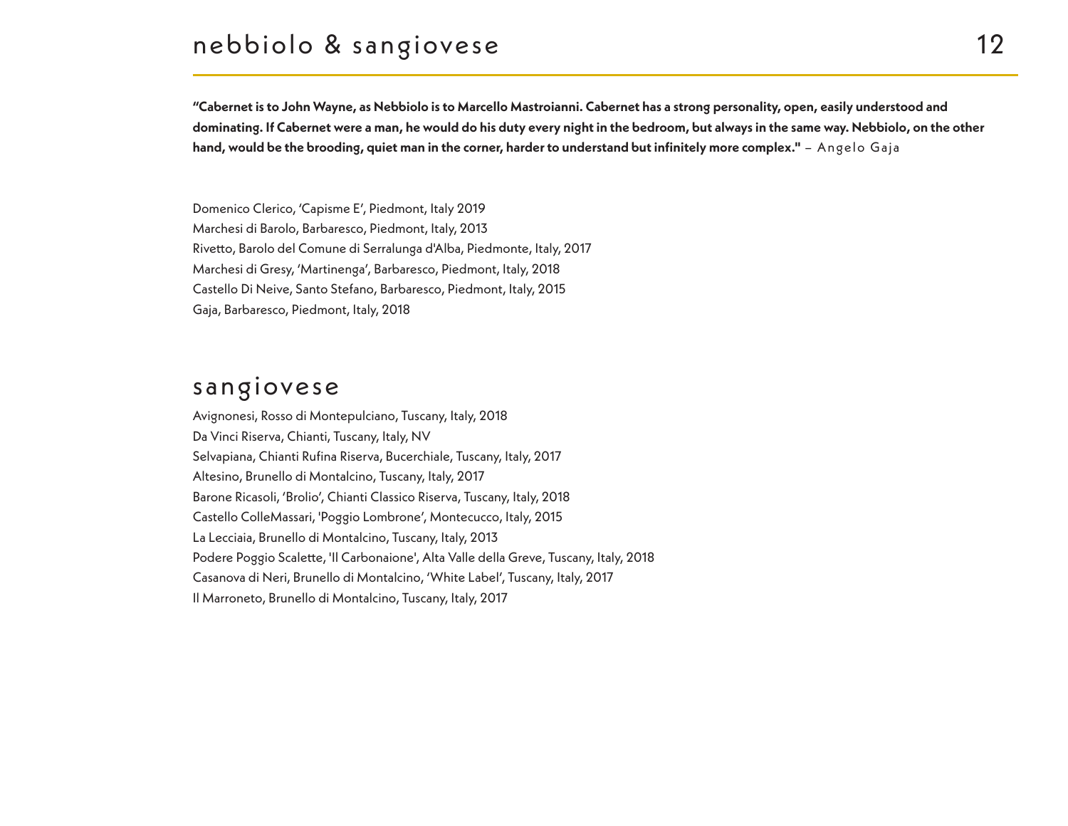# nebbiolo & sangiovese

**"Cabernet is to John Wayne, as Nebbiolo is to Marcello Mastroianni. Cabernet has a strong personality, open, easily understood and dominating. If Cabernet were a man, he would do his duty every night in the bedroom, but always in the same way. Nebbiolo, on the other hand, would be the brooding, quiet man in the corner, harder to understand but infinitely more complex."** – Angelo Gaja

Domenico Clerico, 'Capisme E', Piedmont, Italy 2019
Marchesi di Barolo, Barbaresco, Piedmont, Italy, 2013
Rivetto, Barolo del Comune di Serralunga d'Alba, Piedmonte, Italy, 2017
Marchesi di Gresy, 'Martinenga', Barbaresco, Piedmont, Italy, 2018
Castello Di Neive, Santo Stefano, Barbaresco, Piedmont, Italy, 2015
Gaja, Barbaresco, Piedmont, Italy, 2018

## sangiovese

Avignonesi, Rosso di Montepulciano, Tuscany, Italy, 2018
Da Vinci Riserva, Chianti, Tuscany, Italy, NV
Selvapiana, Chianti Rufina Riserva, Bucerchiale, Tuscany, Italy, 2017
Altesino, Brunello di Montalcino, Tuscany, Italy, 2017
Barone Ricasoli, 'Brolio', Chianti Classico Riserva, Tuscany, Italy, 2018
Castello ColleMassari, 'Poggio Lombrone', Montecucco, Italy, 2015
La Lecciaia, Brunello di Montalcino, Tuscany, Italy, 2013
Podere Poggio Scalette, 'Il Carbonaione', Alta Valle della Greve, Tuscany, Italy, 2018
Casanova di Neri, Brunello di Montalcino, 'White Label', Tuscany, Italy, 2017
Il Marroneto, Brunello di Montalcino, Tuscany, Italy, 2017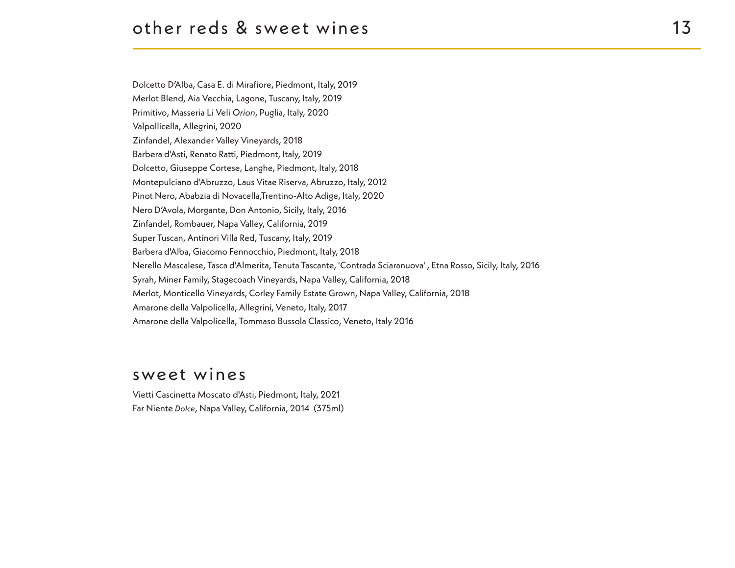# other reds & sweet wines

Dolcetto D'Alba, Casa E. di Mirafiore, Piedmont, Italy, 2019
Merlot Blend, Aia Vecchia, Lagone, Tuscany, Italy, 2019
Primitivo, Masseria Li Veli *Orion*, Puglia, Italy, 2020
Valpollicella, Allegrini, 2020
Zinfandel, Alexander Valley Vineyards, 2018
Barbera d'Asti, Renato Ratti, Piedmont, Italy, 2019
Dolcetto, Giuseppe Cortese, Langhe, Piedmont, Italy, 2018
Montepulciano d'Abruzzo, Laus Vitae Riserva, Abruzzo, Italy, 2012
Pinot Nero, Ababzia di Novacella,Trentino-Alto Adige, Italy, 2020
Nero D'Avola, Morgante, Don Antonio, Sicily, Italy, 2016
Zinfandel, Rombauer, Napa Valley, California, 2019
Super Tuscan, Antinori Villa Red, Tuscany, Italy, 2019
Barbera d'Alba, Giacomo Fennocchio, Piedmont, Italy, 2018
Nerello Mascalese, Tasca d'Almerita, Tenuta Tascante, 'Contrada Sciaranuova' , Etna Rosso, Sicily, Italy, 2016
Syrah, Miner Family, Stagecoach Vineyards, Napa Valley, California, 2018
Merlot, Monticello Vineyards, Corley Family Estate Grown, Napa Valley, California, 2018
Amarone della Valpolicella, Allegrini, Veneto, Italy, 2017
Amarone della Valpolicella, Tommaso Bussola Classico, Veneto, Italy 2016

## sweet wines

Vietti Cascinetta Moscato d'Asti, Piedmont, Italy, 2021
Far Niente *Dolce*, Napa Valley, California, 2014 (375ml)